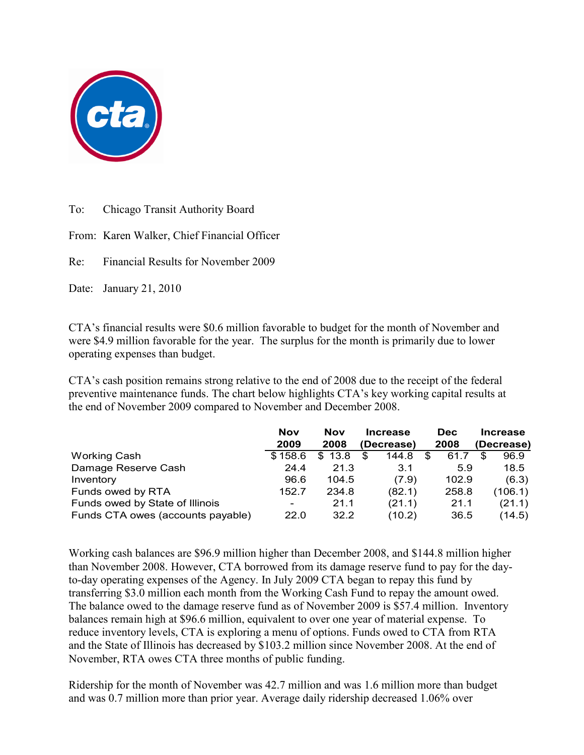To: Chicago Transit Authority Board

From: Karen Walker, Chief Financial Officer

Re: Financial Results for November 2009

Date: January 21, 2010

CTA's financial results were $0.6 million favorable to budget for the month of November and were $4.9 million favorable for the year. The surplus for the month is primarily due to lower operating expenses than budget.

CTA's cash position remains strong relative to the end of 2008 due to the receipt of the federal preventive maintenance funds. The chart below highlights CTA's key working capital results at the end of November 2009 compared to November and December 2008.

| | Nov 2009 | Nov 2008 | Increase (Decrease) | Dec 2008 | Increase (Decrease) |
|---|---|---|---|---|---|
| Working Cash | $ 158.6 | $ 13.8 | $ 144.8 | $ 61.7 | $ 96.9 |
| Damage Reserve Cash | 24.4 | 21.3 | 3.1 | 5.9 | 18.5 |
| Inventory | 96.6 | 104.5 | (7.9) | 102.9 | (6.3) |
| Funds owed by RTA | 152.7 | 234.8 | (82.1) | 258.8 | (106.1) |
| Funds owed by State of Illinois | - | 21.1 | (21.1) | 21.1 | (21.1) |
| Funds CTA owes (accounts payable) | 22.0 | 32.2 | (10.2) | 36.5 | (14.5) |

Working cash balances are $96.9 million higher than December 2008, and $144.8 million higher than November 2008. However, CTA borrowed from its damage reserve fund to pay for the day-to-day operating expenses of the Agency. In July 2009 CTA began to repay this fund by transferring $3.0 million each month from the Working Cash Fund to repay the amount owed. The balance owed to the damage reserve fund as of November 2009 is $57.4 million. Inventory balances remain high at $96.6 million, equivalent to over one year of material expense. To reduce inventory levels, CTA is exploring a menu of options. Funds owed to CTA from RTA and the State of Illinois has decreased by $103.2 million since November 2008. At the end of November, RTA owes CTA three months of public funding.

Ridership for the month of November was 42.7 million and was 1.6 million more than budget and was 0.7 million more than prior year. Average daily ridership decreased 1.06% over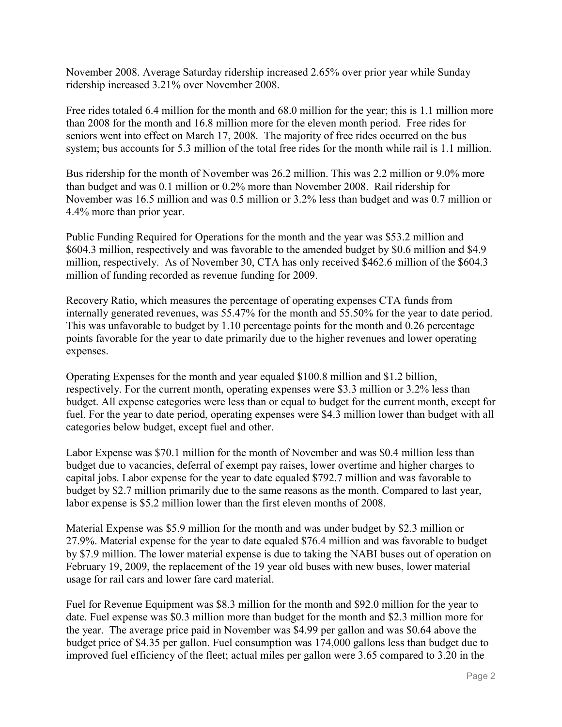November 2008. Average Saturday ridership increased 2.65% over prior year while Sunday ridership increased 3.21% over November 2008.

Free rides totaled 6.4 million for the month and 68.0 million for the year; this is 1.1 million more than 2008 for the month and 16.8 million more for the eleven month period. Free rides for seniors went into effect on March 17, 2008. The majority of free rides occurred on the bus system; bus accounts for 5.3 million of the total free rides for the month while rail is 1.1 million.

Bus ridership for the month of November was 26.2 million. This was 2.2 million or 9.0% more than budget and was 0.1 million or 0.2% more than November 2008. Rail ridership for November was 16.5 million and was 0.5 million or 3.2% less than budget and was 0.7 million or 4.4% more than prior year.

Public Funding Required for Operations for the month and the year was $53.2 million and $604.3 million, respectively and was favorable to the amended budget by $0.6 million and $4.9 million, respectively. As of November 30, CTA has only received $462.6 million of the $604.3 million of funding recorded as revenue funding for 2009.

Recovery Ratio, which measures the percentage of operating expenses CTA funds from internally generated revenues, was 55.47% for the month and 55.50% for the year to date period. This was unfavorable to budget by 1.10 percentage points for the month and 0.26 percentage points favorable for the year to date primarily due to the higher revenues and lower operating expenses.

Operating Expenses for the month and year equaled $100.8 million and $1.2 billion, respectively. For the current month, operating expenses were $3.3 million or 3.2% less than budget. All expense categories were less than or equal to budget for the current month, except for fuel. For the year to date period, operating expenses were $4.3 million lower than budget with all categories below budget, except fuel and other.

Labor Expense was $70.1 million for the month of November and was $0.4 million less than budget due to vacancies, deferral of exempt pay raises, lower overtime and higher charges to capital jobs. Labor expense for the year to date equaled $792.7 million and was favorable to budget by $2.7 million primarily due to the same reasons as the month. Compared to last year, labor expense is $5.2 million lower than the first eleven months of 2008.

Material Expense was $5.9 million for the month and was under budget by $2.3 million or 27.9%. Material expense for the year to date equaled $76.4 million and was favorable to budget by $7.9 million. The lower material expense is due to taking the NABI buses out of operation on February 19, 2009, the replacement of the 19 year old buses with new buses, lower material usage for rail cars and lower fare card material.

Fuel for Revenue Equipment was $8.3 million for the month and $92.0 million for the year to date. Fuel expense was $0.3 million more than budget for the month and $2.3 million more for the year. The average price paid in November was $4.99 per gallon and was $0.64 above the budget price of $4.35 per gallon. Fuel consumption was 174,000 gallons less than budget due to improved fuel efficiency of the fleet; actual miles per gallon were 3.65 compared to 3.20 in the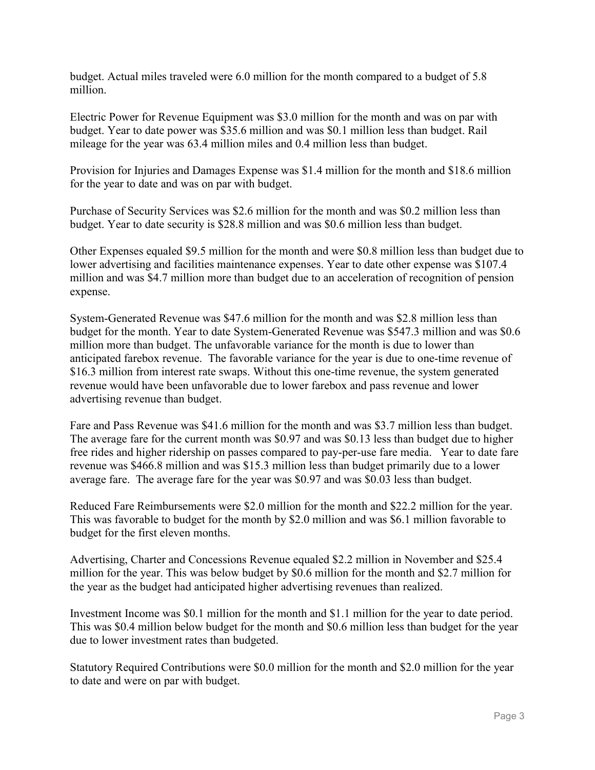budget. Actual miles traveled were 6.0 million for the month compared to a budget of 5.8 million.

Electric Power for Revenue Equipment was $3.0 million for the month and was on par with budget. Year to date power was $35.6 million and was $0.1 million less than budget. Rail mileage for the year was 63.4 million miles and 0.4 million less than budget.

Provision for Injuries and Damages Expense was $1.4 million for the month and $18.6 million for the year to date and was on par with budget.

Purchase of Security Services was $2.6 million for the month and was $0.2 million less than budget. Year to date security is $28.8 million and was $0.6 million less than budget.

Other Expenses equaled $9.5 million for the month and were $0.8 million less than budget due to lower advertising and facilities maintenance expenses. Year to date other expense was $107.4 million and was $4.7 million more than budget due to an acceleration of recognition of pension expense.

System-Generated Revenue was $47.6 million for the month and was $2.8 million less than budget for the month. Year to date System-Generated Revenue was $547.3 million and was $0.6 million more than budget. The unfavorable variance for the month is due to lower than anticipated farebox revenue. The favorable variance for the year is due to one-time revenue of $16.3 million from interest rate swaps. Without this one-time revenue, the system generated revenue would have been unfavorable due to lower farebox and pass revenue and lower advertising revenue than budget.

Fare and Pass Revenue was $41.6 million for the month and was $3.7 million less than budget. The average fare for the current month was $0.97 and was $0.13 less than budget due to higher free rides and higher ridership on passes compared to pay-per-use fare media. Year to date fare revenue was $466.8 million and was $15.3 million less than budget primarily due to a lower average fare. The average fare for the year was $0.97 and was $0.03 less than budget.

Reduced Fare Reimbursements were $2.0 million for the month and $22.2 million for the year. This was favorable to budget for the month by $2.0 million and was $6.1 million favorable to budget for the first eleven months.

Advertising, Charter and Concessions Revenue equaled $2.2 million in November and $25.4 million for the year. This was below budget by $0.6 million for the month and $2.7 million for the year as the budget had anticipated higher advertising revenues than realized.

Investment Income was $0.1 million for the month and $1.1 million for the year to date period. This was $0.4 million below budget for the month and $0.6 million less than budget for the year due to lower investment rates than budgeted.

Statutory Required Contributions were $0.0 million for the month and $2.0 million for the year to date and were on par with budget.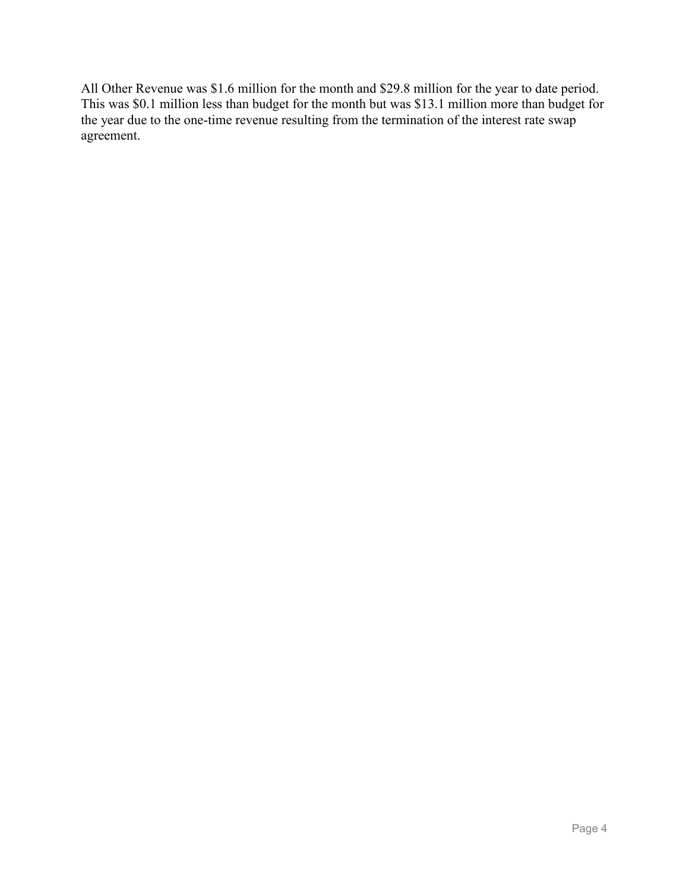All Other Revenue was $1.6 million for the month and $29.8 million for the year to date period. This was $0.1 million less than budget for the month but was $13.1 million more than budget for the year due to the one-time revenue resulting from the termination of the interest rate swap agreement.